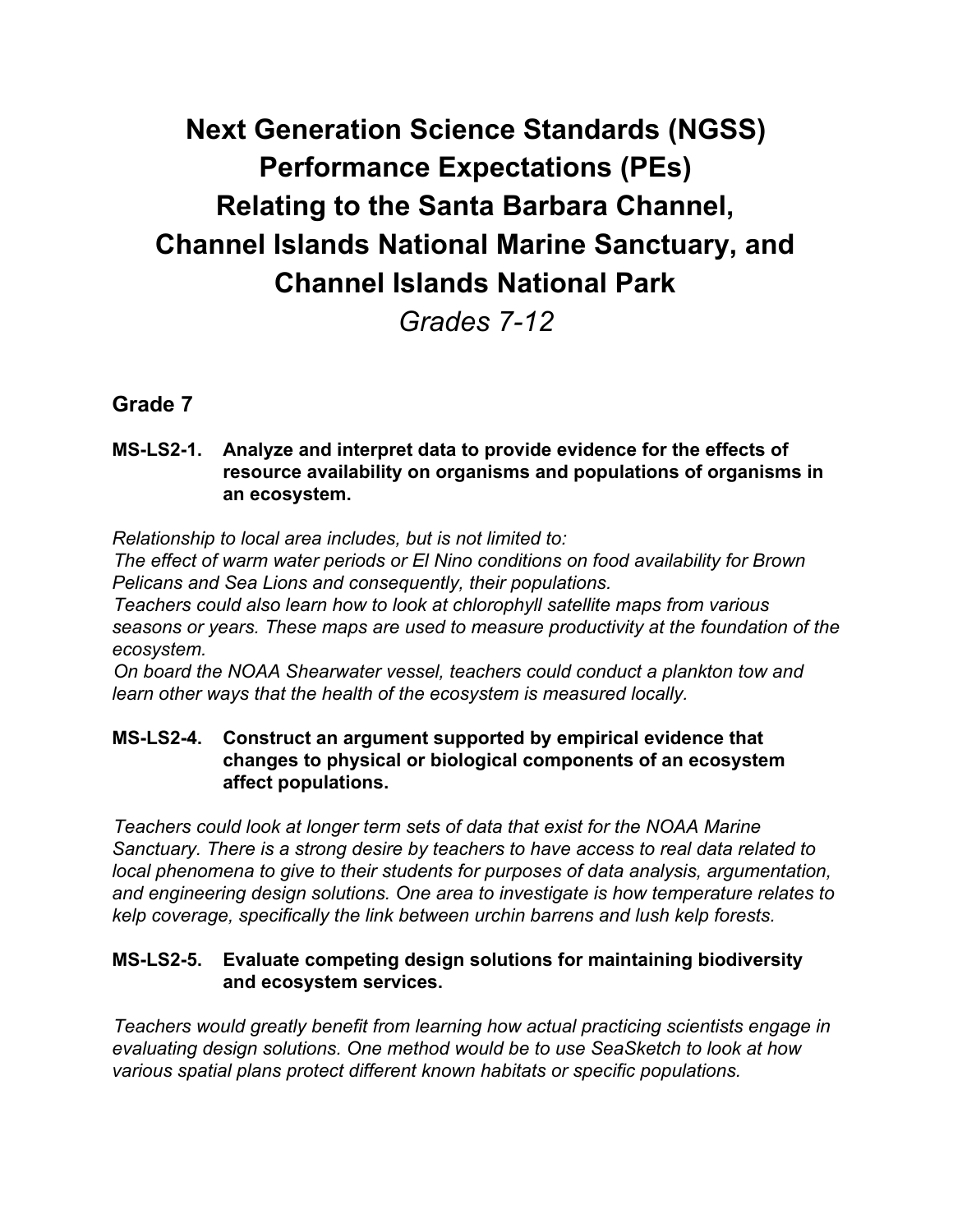# Next Generation Science Standards (NGSS) Performance Expectations (PEs) Relating to the Santa Barbara Channel, Channel Islands National Marine Sanctuary, and Channel Islands National Park

*Grades 7-12*

## Grade 7

**MS-LS2-1. Analyze and interpret data to provide evidence for the effects of resource availability on organisms and populations of organisms in an ecosystem.**

*Relationship to local area includes, but is not limited to:*
*The effect of warm water periods or El Nino conditions on food availability for Brown Pelicans and Sea Lions and consequently, their populations.*
*Teachers could also learn how to look at chlorophyll satellite maps from various seasons or years. These maps are used to measure productivity at the foundation of the ecosystem.*
*On board the NOAA Shearwater vessel, teachers could conduct a plankton tow and learn other ways that the health of the ecosystem is measured locally.*

**MS-LS2-4. Construct an argument supported by empirical evidence that changes to physical or biological components of an ecosystem affect populations.**

*Teachers could look at longer term sets of data that exist for the NOAA Marine Sanctuary. There is a strong desire by teachers to have access to real data related to local phenomena to give to their students for purposes of data analysis, argumentation, and engineering design solutions. One area to investigate is how temperature relates to kelp coverage, specifically the link between urchin barrens and lush kelp forests.*

**MS-LS2-5. Evaluate competing design solutions for maintaining biodiversity and ecosystem services.**

*Teachers would greatly benefit from learning how actual practicing scientists engage in evaluating design solutions. One method would be to use SeaSketch to look at how various spatial plans protect different known habitats or specific populations.*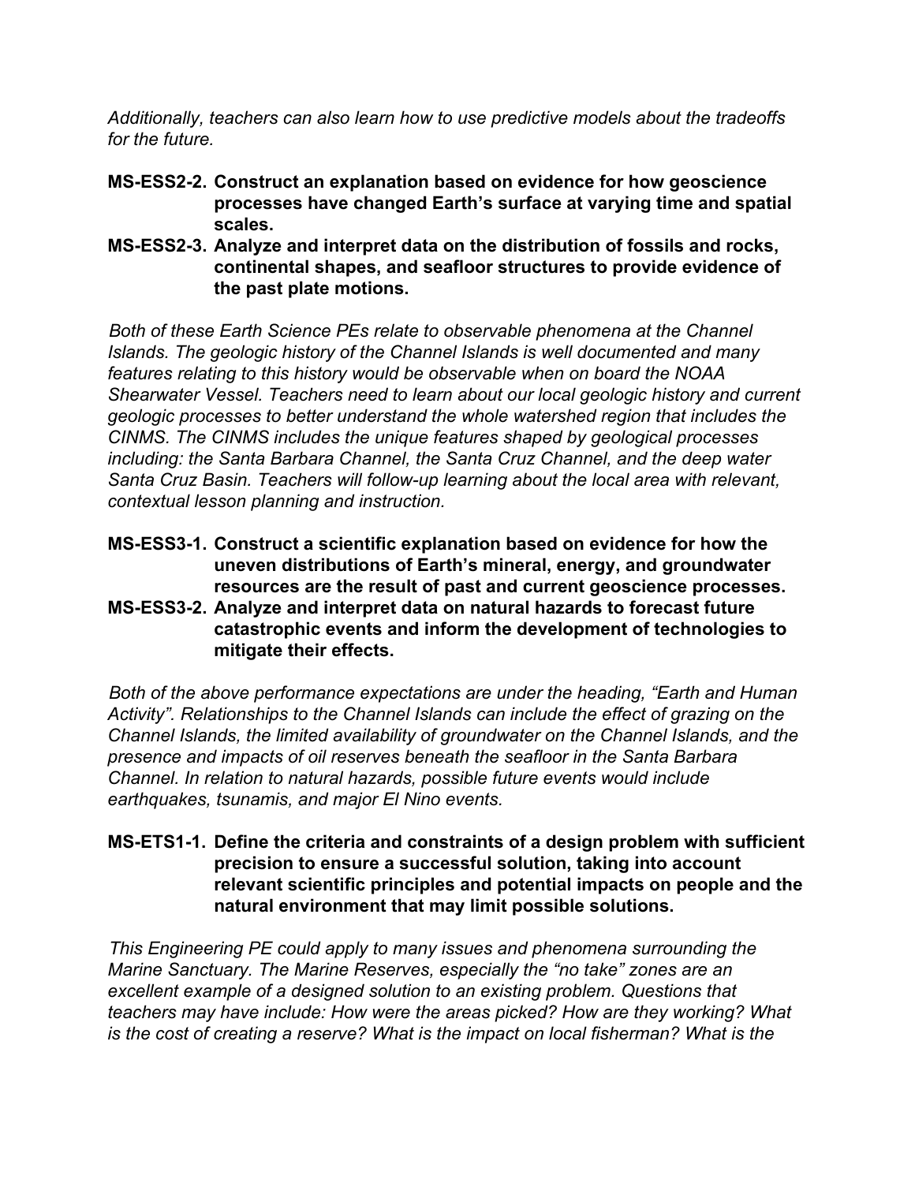*Additionally, teachers can also learn how to use predictive models about the tradeoffs for the future.*

**MS-ESS2-2. Construct an explanation based on evidence for how geoscience processes have changed Earth's surface at varying time and spatial scales.**

**MS-ESS2-3. Analyze and interpret data on the distribution of fossils and rocks, continental shapes, and seafloor structures to provide evidence of the past plate motions.**

*Both of these Earth Science PEs relate to observable phenomena at the Channel Islands. The geologic history of the Channel Islands is well documented and many features relating to this history would be observable when on board the NOAA Shearwater Vessel. Teachers need to learn about our local geologic history and current geologic processes to better understand the whole watershed region that includes the CINMS. The CINMS includes the unique features shaped by geological processes including: the Santa Barbara Channel, the Santa Cruz Channel, and the deep water Santa Cruz Basin. Teachers will follow-up learning about the local area with relevant, contextual lesson planning and instruction.*

**MS-ESS3-1. Construct a scientific explanation based on evidence for how the uneven distributions of Earth's mineral, energy, and groundwater resources are the result of past and current geoscience processes.**

**MS-ESS3-2. Analyze and interpret data on natural hazards to forecast future catastrophic events and inform the development of technologies to mitigate their effects.**

*Both of the above performance expectations are under the heading, "Earth and Human Activity". Relationships to the Channel Islands can include the effect of grazing on the Channel Islands, the limited availability of groundwater on the Channel Islands, and the presence and impacts of oil reserves beneath the seafloor in the Santa Barbara Channel. In relation to natural hazards, possible future events would include earthquakes, tsunamis, and major El Nino events.*

**MS-ETS1-1. Define the criteria and constraints of a design problem with sufficient precision to ensure a successful solution, taking into account relevant scientific principles and potential impacts on people and the natural environment that may limit possible solutions.**

*This Engineering PE could apply to many issues and phenomena surrounding the Marine Sanctuary. The Marine Reserves, especially the "no take" zones are an excellent example of a designed solution to an existing problem. Questions that teachers may have include: How were the areas picked? How are they working? What is the cost of creating a reserve? What is the impact on local fisherman? What is the*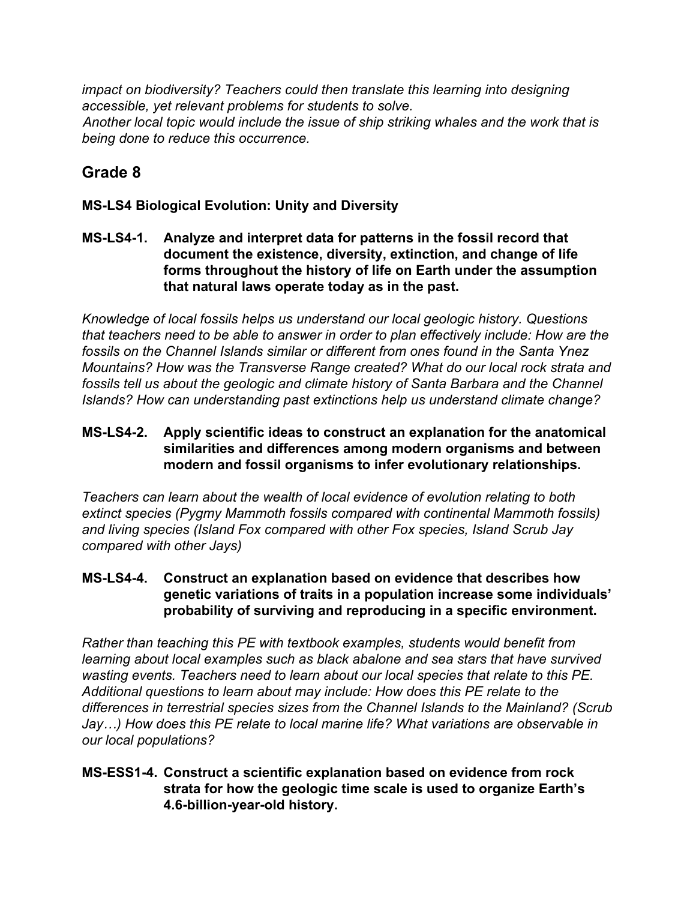*impact on biodiversity? Teachers could then translate this learning into designing accessible, yet relevant problems for students to solve.*
*Another local topic would include the issue of ship striking whales and the work that is being done to reduce this occurrence.*

## Grade 8

**MS-LS4 Biological Evolution: Unity and Diversity**

**MS-LS4-1. Analyze and interpret data for patterns in the fossil record that document the existence, diversity, extinction, and change of life forms throughout the history of life on Earth under the assumption that natural laws operate today as in the past.**

*Knowledge of local fossils helps us understand our local geologic history. Questions that teachers need to be able to answer in order to plan effectively include: How are the fossils on the Channel Islands similar or different from ones found in the Santa Ynez Mountains? How was the Transverse Range created? What do our local rock strata and fossils tell us about the geologic and climate history of Santa Barbara and the Channel Islands? How can understanding past extinctions help us understand climate change?*

**MS-LS4-2. Apply scientific ideas to construct an explanation for the anatomical similarities and differences among modern organisms and between modern and fossil organisms to infer evolutionary relationships.**

*Teachers can learn about the wealth of local evidence of evolution relating to both extinct species (Pygmy Mammoth fossils compared with continental Mammoth fossils) and living species (Island Fox compared with other Fox species, Island Scrub Jay compared with other Jays)*

**MS-LS4-4. Construct an explanation based on evidence that describes how genetic variations of traits in a population increase some individuals' probability of surviving and reproducing in a specific environment.**

*Rather than teaching this PE with textbook examples, students would benefit from learning about local examples such as black abalone and sea stars that have survived wasting events. Teachers need to learn about our local species that relate to this PE. Additional questions to learn about may include: How does this PE relate to the differences in terrestrial species sizes from the Channel Islands to the Mainland? (Scrub Jay…) How does this PE relate to local marine life? What variations are observable in our local populations?*

**MS-ESS1-4. Construct a scientific explanation based on evidence from rock strata for how the geologic time scale is used to organize Earth's 4.6-billion-year-old history.**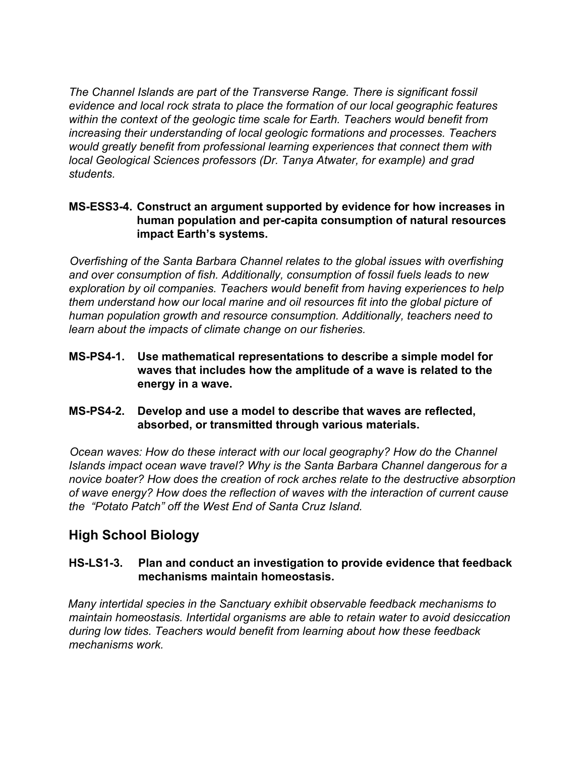*The Channel Islands are part of the Transverse Range. There is significant fossil evidence and local rock strata to place the formation of our local geographic features within the context of the geologic time scale for Earth. Teachers would benefit from increasing their understanding of local geologic formations and processes. Teachers would greatly benefit from professional learning experiences that connect them with local Geological Sciences professors (Dr. Tanya Atwater, for example) and grad students.*

**MS-ESS3-4. Construct an argument supported by evidence for how increases in human population and per-capita consumption of natural resources impact Earth's systems.**

*Overfishing of the Santa Barbara Channel relates to the global issues with overfishing and over consumption of fish. Additionally, consumption of fossil fuels leads to new exploration by oil companies. Teachers would benefit from having experiences to help them understand how our local marine and oil resources fit into the global picture of human population growth and resource consumption. Additionally, teachers need to learn about the impacts of climate change on our fisheries.*

**MS-PS4-1. Use mathematical representations to describe a simple model for waves that includes how the amplitude of a wave is related to the energy in a wave.**

**MS-PS4-2. Develop and use a model to describe that waves are reflected, absorbed, or transmitted through various materials.**

*Ocean waves: How do these interact with our local geography? How do the Channel Islands impact ocean wave travel? Why is the Santa Barbara Channel dangerous for a novice boater? How does the creation of rock arches relate to the destructive absorption of wave energy? How does the reflection of waves with the interaction of current cause the "Potato Patch" off the West End of Santa Cruz Island.*

## High School Biology

**HS-LS1-3. Plan and conduct an investigation to provide evidence that feedback mechanisms maintain homeostasis.**

*Many intertidal species in the Sanctuary exhibit observable feedback mechanisms to maintain homeostasis. Intertidal organisms are able to retain water to avoid desiccation during low tides. Teachers would benefit from learning about how these feedback mechanisms work.*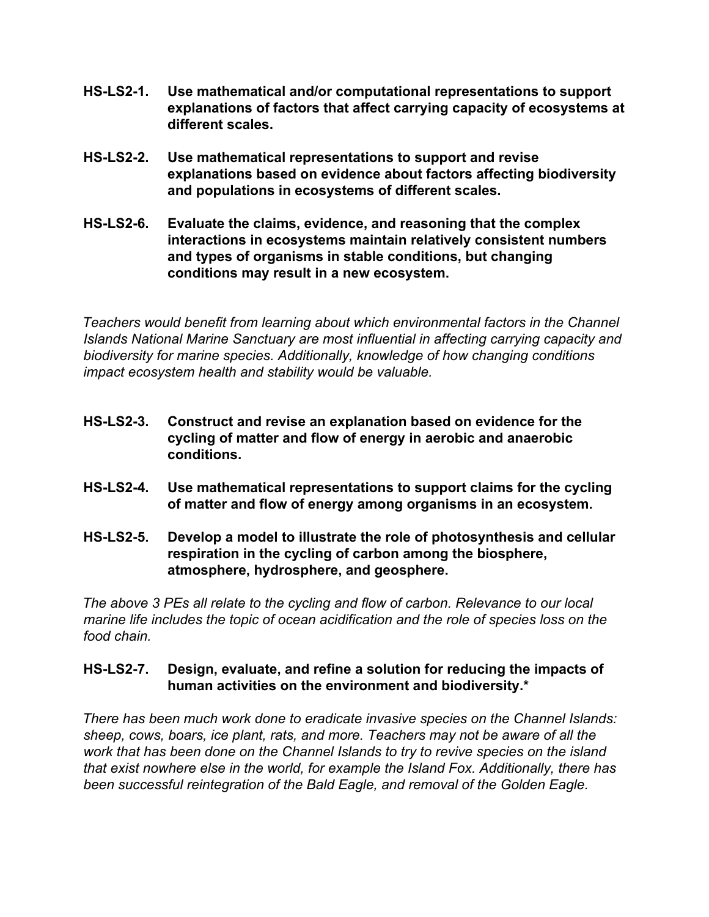**HS-LS2-1. Use mathematical and/or computational representations to support explanations of factors that affect carrying capacity of ecosystems at different scales.**

**HS-LS2-2. Use mathematical representations to support and revise explanations based on evidence about factors affecting biodiversity and populations in ecosystems of different scales.**

**HS-LS2-6. Evaluate the claims, evidence, and reasoning that the complex interactions in ecosystems maintain relatively consistent numbers and types of organisms in stable conditions, but changing conditions may result in a new ecosystem.**

*Teachers would benefit from learning about which environmental factors in the Channel Islands National Marine Sanctuary are most influential in affecting carrying capacity and biodiversity for marine species. Additionally, knowledge of how changing conditions impact ecosystem health and stability would be valuable.*

**HS-LS2-3. Construct and revise an explanation based on evidence for the cycling of matter and flow of energy in aerobic and anaerobic conditions.**

**HS-LS2-4. Use mathematical representations to support claims for the cycling of matter and flow of energy among organisms in an ecosystem.**

**HS-LS2-5. Develop a model to illustrate the role of photosynthesis and cellular respiration in the cycling of carbon among the biosphere, atmosphere, hydrosphere, and geosphere.**

*The above 3 PEs all relate to the cycling and flow of carbon. Relevance to our local marine life includes the topic of ocean acidification and the role of species loss on the food chain.*

**HS-LS2-7. Design, evaluate, and refine a solution for reducing the impacts of human activities on the environment and biodiversity.***

*There has been much work done to eradicate invasive species on the Channel Islands: sheep, cows, boars, ice plant, rats, and more. Teachers may not be aware of all the work that has been done on the Channel Islands to try to revive species on the island that exist nowhere else in the world, for example the Island Fox. Additionally, there has been successful reintegration of the Bald Eagle, and removal of the Golden Eagle.*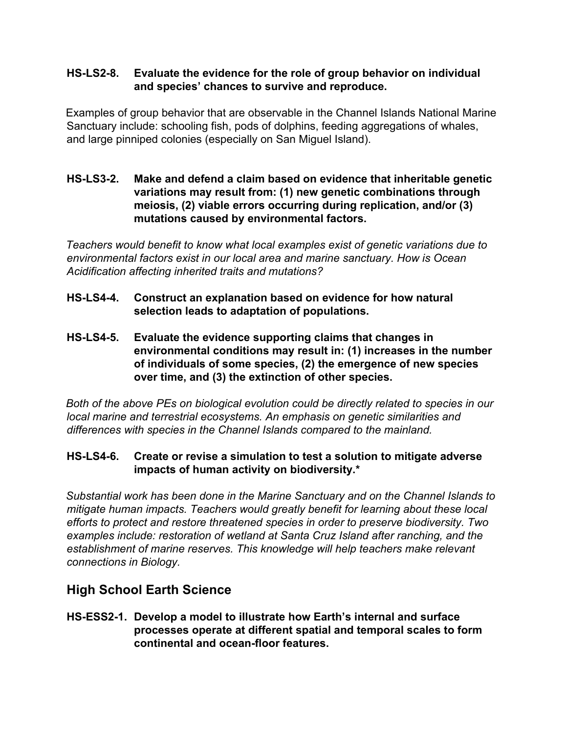**HS-LS2-8. Evaluate the evidence for the role of group behavior on individual and species' chances to survive and reproduce.**

Examples of group behavior that are observable in the Channel Islands National Marine Sanctuary include: schooling fish, pods of dolphins, feeding aggregations of whales, and large pinniped colonies (especially on San Miguel Island).

**HS-LS3-2. Make and defend a claim based on evidence that inheritable genetic variations may result from: (1) new genetic combinations through meiosis, (2) viable errors occurring during replication, and/or (3) mutations caused by environmental factors.**

*Teachers would benefit to know what local examples exist of genetic variations due to environmental factors exist in our local area and marine sanctuary. How is Ocean Acidification affecting inherited traits and mutations?*

**HS-LS4-4. Construct an explanation based on evidence for how natural selection leads to adaptation of populations.**

**HS-LS4-5. Evaluate the evidence supporting claims that changes in environmental conditions may result in: (1) increases in the number of individuals of some species, (2) the emergence of new species over time, and (3) the extinction of other species.**

*Both of the above PEs on biological evolution could be directly related to species in our local marine and terrestrial ecosystems. An emphasis on genetic similarities and differences with species in the Channel Islands compared to the mainland.*

**HS-LS4-6. Create or revise a simulation to test a solution to mitigate adverse impacts of human activity on biodiversity.***

*Substantial work has been done in the Marine Sanctuary and on the Channel Islands to mitigate human impacts. Teachers would greatly benefit for learning about these local efforts to protect and restore threatened species in order to preserve biodiversity. Two examples include: restoration of wetland at Santa Cruz Island after ranching, and the establishment of marine reserves. This knowledge will help teachers make relevant connections in Biology.*

## High School Earth Science

**HS-ESS2-1. Develop a model to illustrate how Earth's internal and surface processes operate at different spatial and temporal scales to form continental and ocean-floor features.**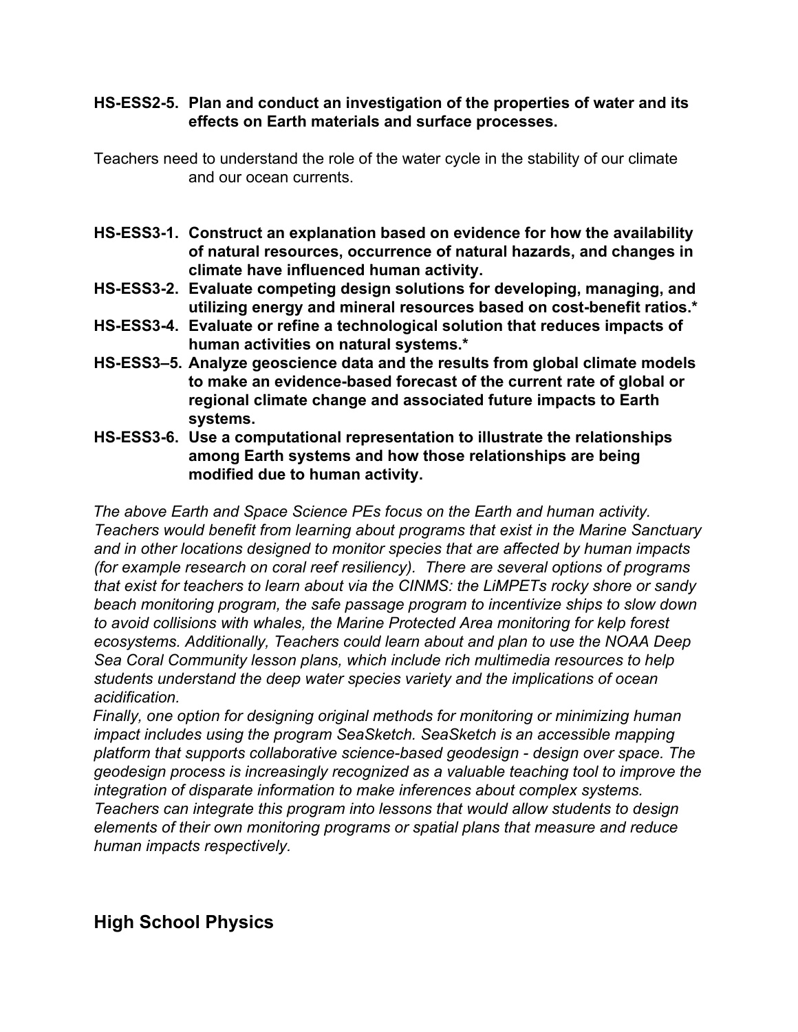**HS-ESS2-5. Plan and conduct an investigation of the properties of water and its effects on Earth materials and surface processes.**

Teachers need to understand the role of the water cycle in the stability of our climate and our ocean currents.

**HS-ESS3-1. Construct an explanation based on evidence for how the availability of natural resources, occurrence of natural hazards, and changes in climate have influenced human activity.**
**HS-ESS3-2. Evaluate competing design solutions for developing, managing, and utilizing energy and mineral resources based on cost-benefit ratios.***
**HS-ESS3-4. Evaluate or refine a technological solution that reduces impacts of human activities on natural systems.***
**HS-ESS3–5. Analyze geoscience data and the results from global climate models to make an evidence-based forecast of the current rate of global or regional climate change and associated future impacts to Earth systems.**
**HS-ESS3-6. Use a computational representation to illustrate the relationships among Earth systems and how those relationships are being modified due to human activity.**

*The above Earth and Space Science PEs focus on the Earth and human activity. Teachers would benefit from learning about programs that exist in the Marine Sanctuary and in other locations designed to monitor species that are affected by human impacts (for example research on coral reef resiliency). There are several options of programs that exist for teachers to learn about via the CINMS: the LiMPETs rocky shore or sandy beach monitoring program, the safe passage program to incentivize ships to slow down to avoid collisions with whales, the Marine Protected Area monitoring for kelp forest ecosystems. Additionally, Teachers could learn about and plan to use the NOAA Deep Sea Coral Community lesson plans, which include rich multimedia resources to help students understand the deep water species variety and the implications of ocean acidification.*

*Finally, one option for designing original methods for monitoring or minimizing human impact includes using the program SeaSketch. SeaSketch is an accessible mapping platform that supports collaborative science-based geodesign - design over space. The geodesign process is increasingly recognized as a valuable teaching tool to improve the integration of disparate information to make inferences about complex systems. Teachers can integrate this program into lessons that would allow students to design elements of their own monitoring programs or spatial plans that measure and reduce human impacts respectively.*

## High School Physics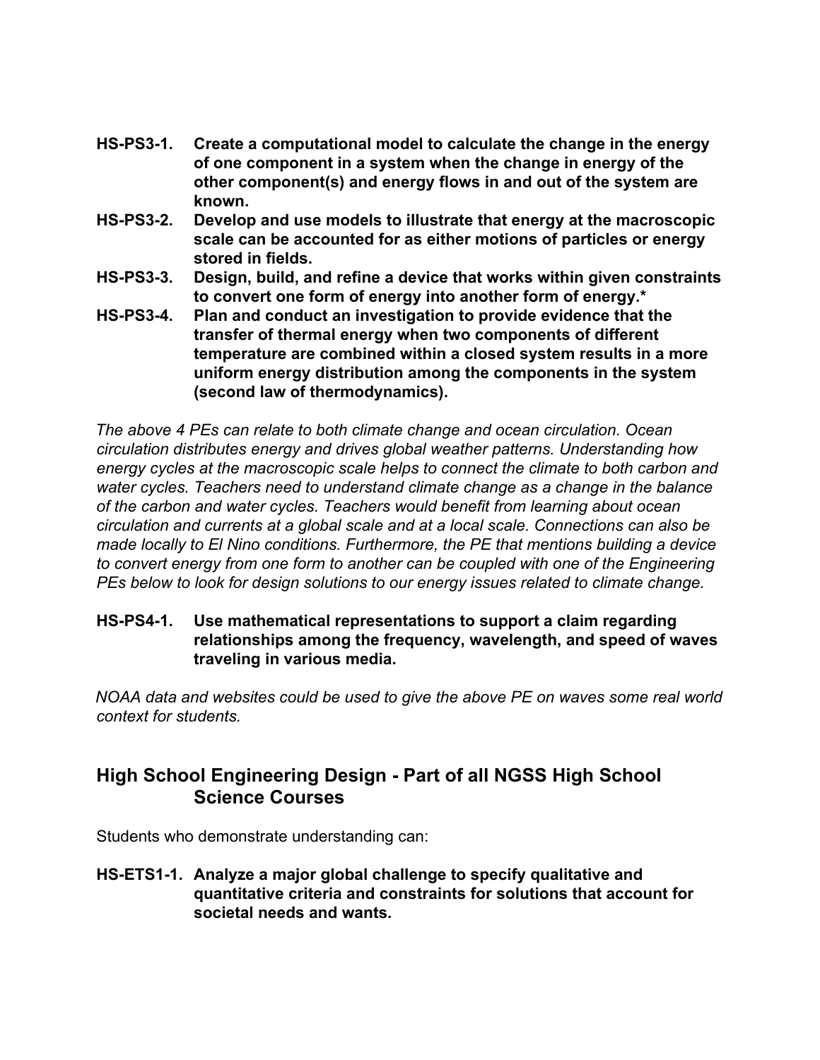**HS-PS3-1. Create a computational model to calculate the change in the energy of one component in a system when the change in energy of the other component(s) and energy flows in and out of the system are known.**

**HS-PS3-2. Develop and use models to illustrate that energy at the macroscopic scale can be accounted for as either motions of particles or energy stored in fields.**

**HS-PS3-3. Design, build, and refine a device that works within given constraints to convert one form of energy into another form of energy.***

**HS-PS3-4. Plan and conduct an investigation to provide evidence that the transfer of thermal energy when two components of different temperature are combined within a closed system results in a more uniform energy distribution among the components in the system (second law of thermodynamics).**

*The above 4 PEs can relate to both climate change and ocean circulation. Ocean circulation distributes energy and drives global weather patterns. Understanding how energy cycles at the macroscopic scale helps to connect the climate to both carbon and water cycles. Teachers need to understand climate change as a change in the balance of the carbon and water cycles. Teachers would benefit from learning about ocean circulation and currents at a global scale and at a local scale. Connections can also be made locally to El Nino conditions. Furthermore, the PE that mentions building a device to convert energy from one form to another can be coupled with one of the Engineering PEs below to look for design solutions to our energy issues related to climate change.*

**HS-PS4-1. Use mathematical representations to support a claim regarding relationships among the frequency, wavelength, and speed of waves traveling in various media.**

*NOAA data and websites could be used to give the above PE on waves some real world context for students.*

## High School Engineering Design - Part of all NGSS High School Science Courses

Students who demonstrate understanding can:

**HS-ETS1-1. Analyze a major global challenge to specify qualitative and quantitative criteria and constraints for solutions that account for societal needs and wants.**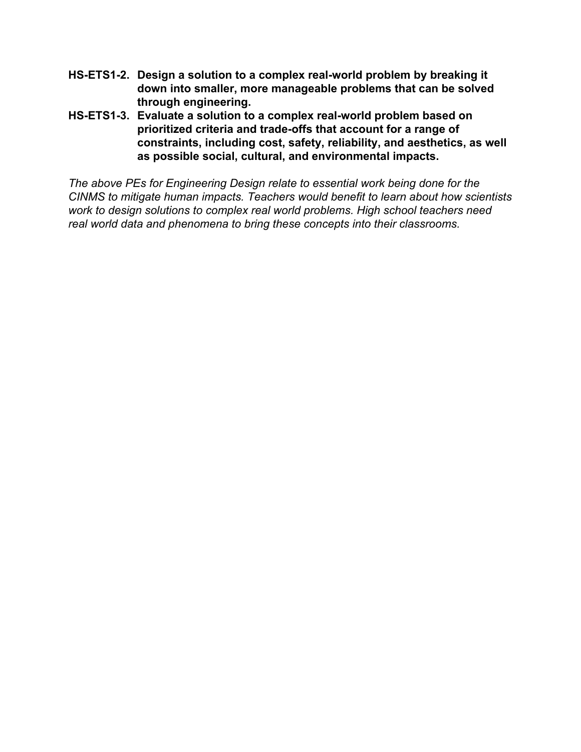**HS-ETS1-2. Design a solution to a complex real-world problem by breaking it down into smaller, more manageable problems that can be solved through engineering.**

**HS-ETS1-3. Evaluate a solution to a complex real-world problem based on prioritized criteria and trade-offs that account for a range of constraints, including cost, safety, reliability, and aesthetics, as well as possible social, cultural, and environmental impacts.**

*The above PEs for Engineering Design relate to essential work being done for the CINMS to mitigate human impacts. Teachers would benefit to learn about how scientists work to design solutions to complex real world problems. High school teachers need real world data and phenomena to bring these concepts into their classrooms.*